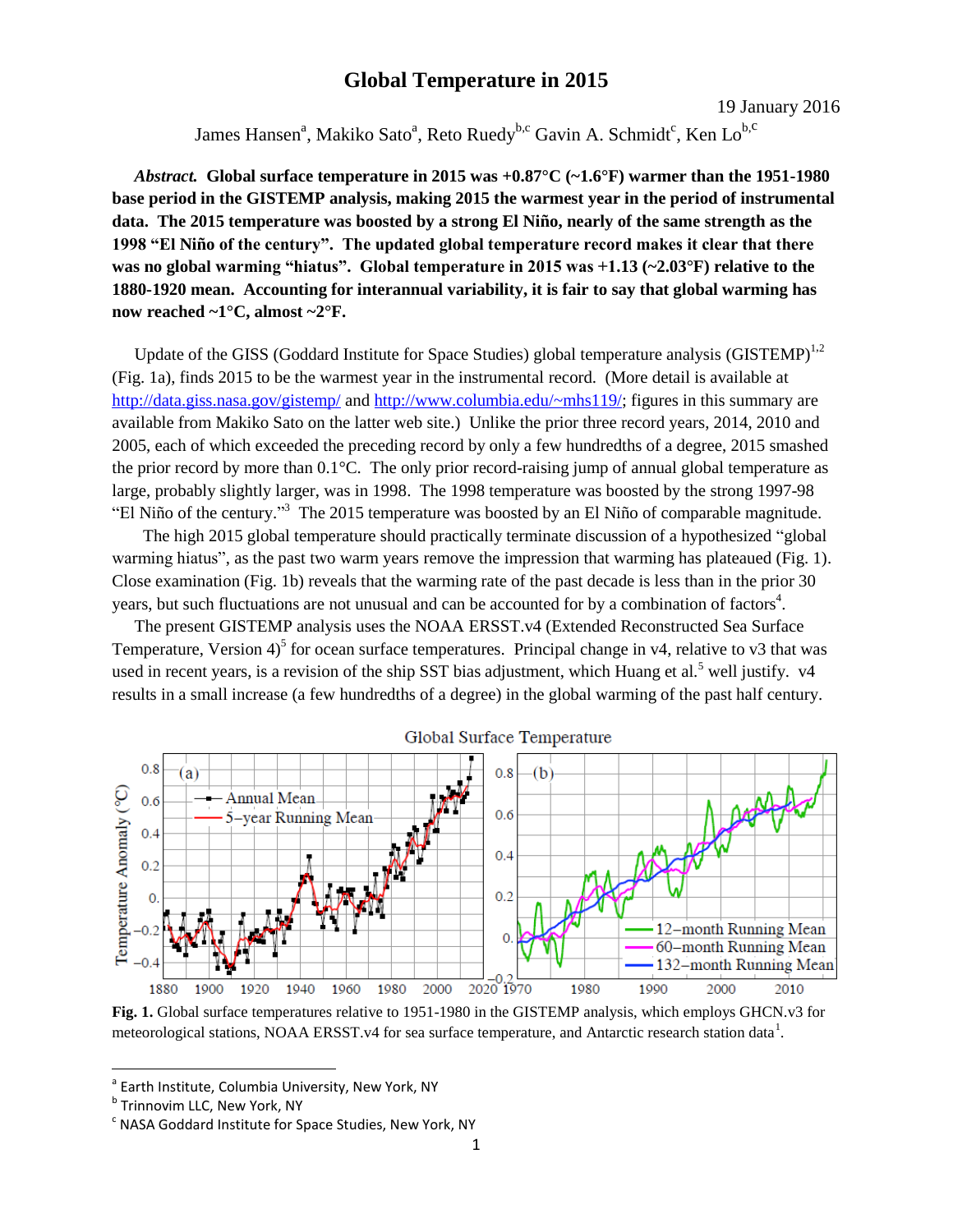# Global Temperature in 2015

19 January 2016

James Hansen[a], Makiko Sato[a], Reto Ruedy[b,c] Gavin A. Schmidt[c], Ken Lo[b,c]

***Abstract.*** **Global surface temperature in 2015 was +0.87°C (~1.6°F) warmer than the 1951-1980 base period in the GISTEMP analysis, making 2015 the warmest year in the period of instrumental data. The 2015 temperature was boosted by a strong El Niño, nearly of the same strength as the 1998 "El Niño of the century". The updated global temperature record makes it clear that there was no global warming "hiatus". Global temperature in 2015 was +1.13 (~2.03°F) relative to the 1880-1920 mean. Accounting for interannual variability, it is fair to say that global warming has now reached ~1°C, almost ~2°F.**

Update of the GISS (Goddard Institute for Space Studies) global temperature analysis (GISTEMP)[1,2] (Fig. 1a), finds 2015 to be the warmest year in the instrumental record. (More detail is available at http://data.giss.nasa.gov/gistemp/ and http://www.columbia.edu/~mhs119/; figures in this summary are available from Makiko Sato on the latter web site.) Unlike the prior three record years, 2014, 2010 and 2005, each of which exceeded the preceding record by only a few hundredths of a degree, 2015 smashed the prior record by more than 0.1°C. The only prior record-raising jump of annual global temperature as large, probably slightly larger, was in 1998. The 1998 temperature was boosted by the strong 1997-98 "El Niño of the century."[3] The 2015 temperature was boosted by an El Niño of comparable magnitude.

The high 2015 global temperature should practically terminate discussion of a hypothesized "global warming hiatus", as the past two warm years remove the impression that warming has plateaued (Fig. 1). Close examination (Fig. 1b) reveals that the warming rate of the past decade is less than in the prior 30 years, but such fluctuations are not unusual and can be accounted for by a combination of factors[4].

The present GISTEMP analysis uses the NOAA ERSST.v4 (Extended Reconstructed Sea Surface Temperature, Version 4)[5] for ocean surface temperatures. Principal change in v4, relative to v3 that was used in recent years, is a revision of the ship SST bias adjustment, which Huang et al.[5] well justify. v4 results in a small increase (a few hundredths of a degree) in the global warming of the past half century.

**Fig. 1.** Global surface temperatures relative to 1951-1980 in the GISTEMP analysis, which employs GHCN.v3 for meteorological stations, NOAA ERSST.v4 for sea surface temperature, and Antarctic research station data[1].

---

[a] Earth Institute, Columbia University, New York, NY
[b] Trinnovim LLC, New York, NY
[c] NASA Goddard Institute for Space Studies, New York, NY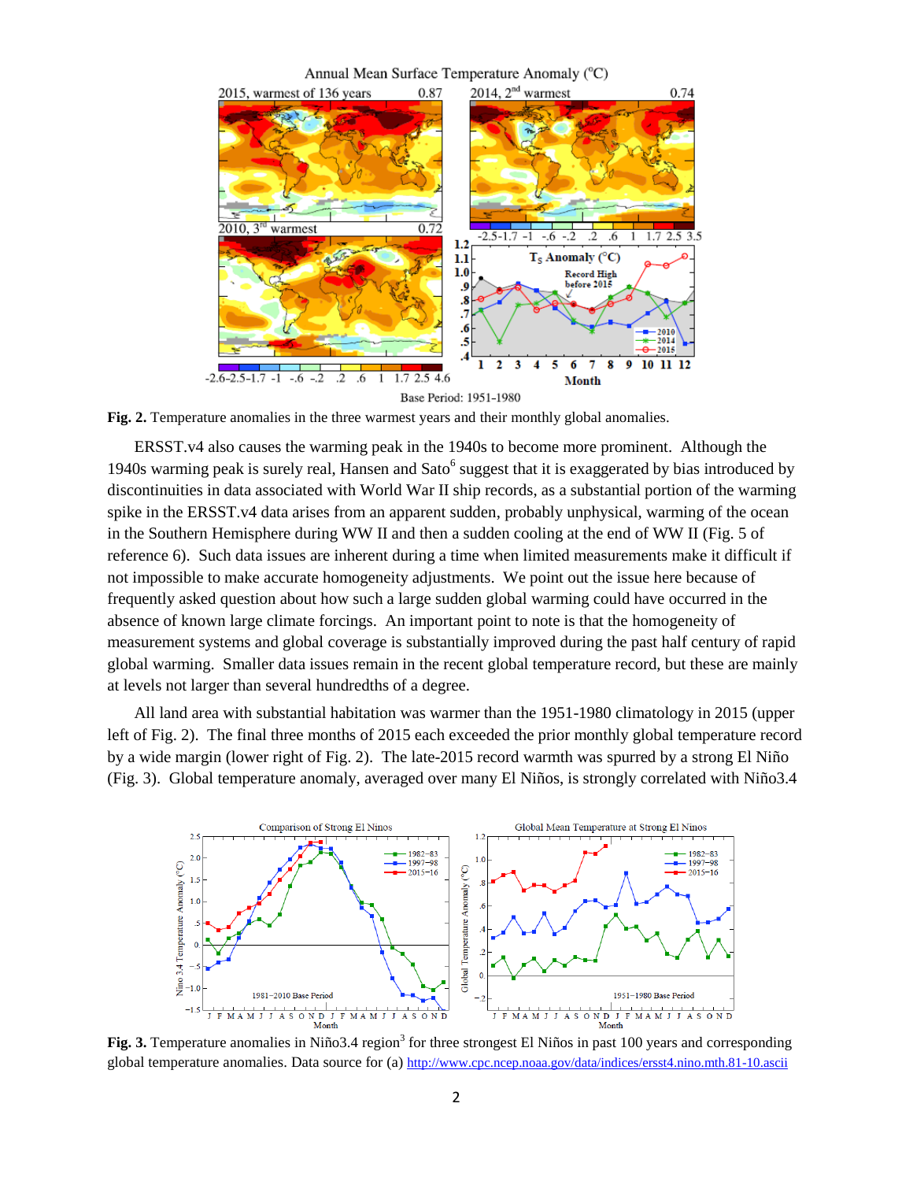**Fig. 2.** Temperature anomalies in the three warmest years and their monthly global anomalies.

ERSST.v4 also causes the warming peak in the 1940s to become more prominent. Although the 1940s warming peak is surely real, Hansen and Sato[6] suggest that it is exaggerated by bias introduced by discontinuities in data associated with World War II ship records, as a substantial portion of the warming spike in the ERSST.v4 data arises from an apparent sudden, probably unphysical, warming of the ocean in the Southern Hemisphere during WW II and then a sudden cooling at the end of WW II (Fig. 5 of reference 6). Such data issues are inherent during a time when limited measurements make it difficult if not impossible to make accurate homogeneity adjustments. We point out the issue here because of frequently asked question about how such a large sudden global warming could have occurred in the absence of known large climate forcings. An important point to note is that the homogeneity of measurement systems and global coverage is substantially improved during the past half century of rapid global warming. Smaller data issues remain in the recent global temperature record, but these are mainly at levels not larger than several hundredths of a degree.

All land area with substantial habitation was warmer than the 1951-1980 climatology in 2015 (upper left of Fig. 2). The final three months of 2015 each exceeded the prior monthly global temperature record by a wide margin (lower right of Fig. 2). The late-2015 record warmth was spurred by a strong El Niño (Fig. 3). Global temperature anomaly, averaged over many El Niños, is strongly correlated with Niño3.4

**Fig. 3.** Temperature anomalies in Niño3.4 region[3] for three strongest El Niños in past 100 years and corresponding global temperature anomalies. Data source for (a) http://www.cpc.ncep.noaa.gov/data/indices/ersst4.nino.mth.81-10.ascii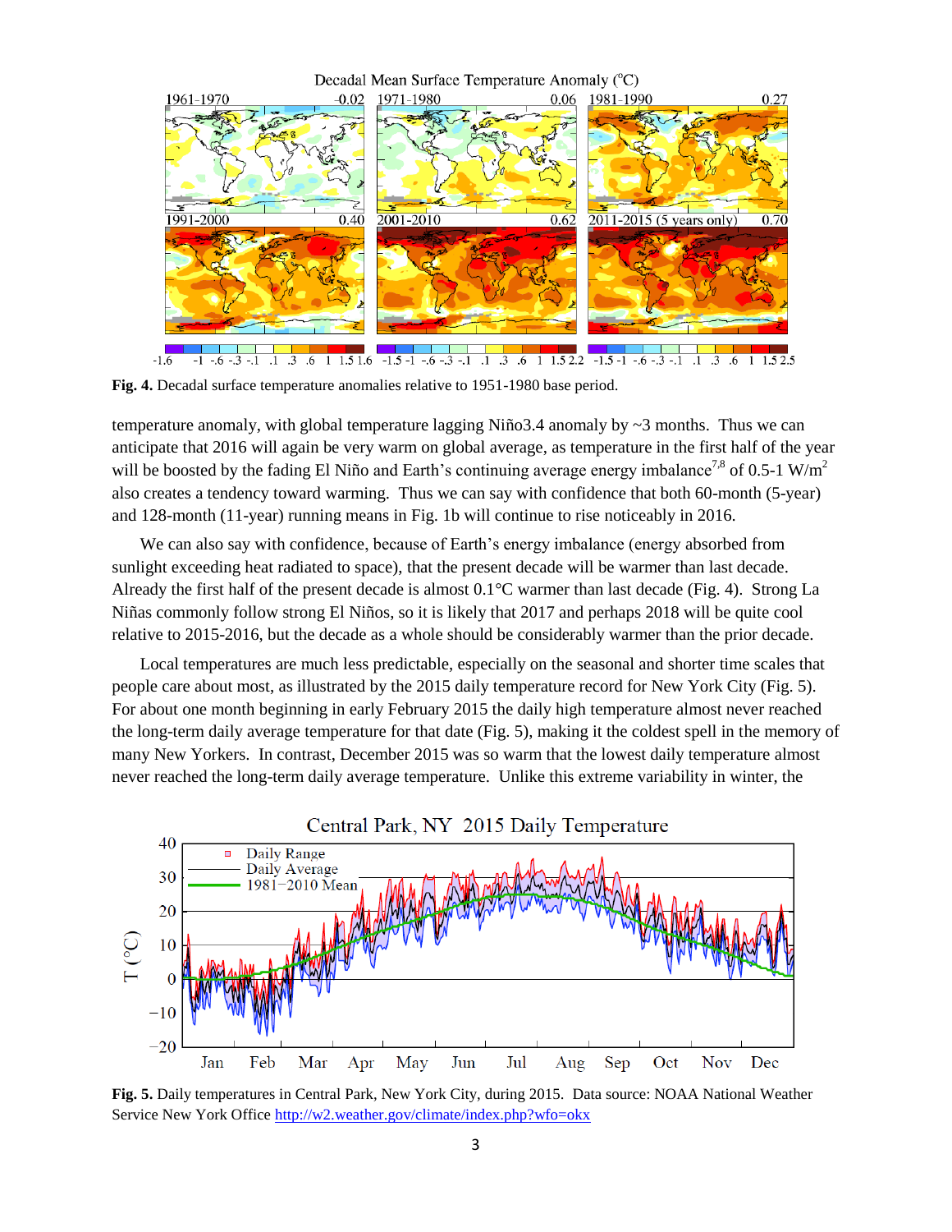Fig. 4. Decadal surface temperature anomalies relative to 1951-1980 base period.

temperature anomaly, with global temperature lagging Niño3.4 anomaly by ~3 months. Thus we can anticipate that 2016 will again be very warm on global average, as temperature in the first half of the year will be boosted by the fading El Niño and Earth's continuing average energy imbalance[7,8] of 0.5-1 W/m$^2$ also creates a tendency toward warming. Thus we can say with confidence that both 60-month (5-year) and 128-month (11-year) running means in Fig. 1b will continue to rise noticeably in 2016.

We can also say with confidence, because of Earth's energy imbalance (energy absorbed from sunlight exceeding heat radiated to space), that the present decade will be warmer than last decade. Already the first half of the present decade is almost 0.1°C warmer than last decade (Fig. 4). Strong La Niñas commonly follow strong El Niños, so it is likely that 2017 and perhaps 2018 will be quite cool relative to 2015-2016, but the decade as a whole should be considerably warmer than the prior decade.

Local temperatures are much less predictable, especially on the seasonal and shorter time scales that people care about most, as illustrated by the 2015 daily temperature record for New York City (Fig. 5). For about one month beginning in early February 2015 the daily high temperature almost never reached the long-term daily average temperature for that date (Fig. 5), making it the coldest spell in the memory of many New Yorkers. In contrast, December 2015 was so warm that the lowest daily temperature almost never reached the long-term daily average temperature. Unlike this extreme variability in winter, the

Fig. 5. Daily temperatures in Central Park, New York City, during 2015. Data source: NOAA National Weather Service New York Office http://w2.weather.gov/climate/index.php?wfo=okx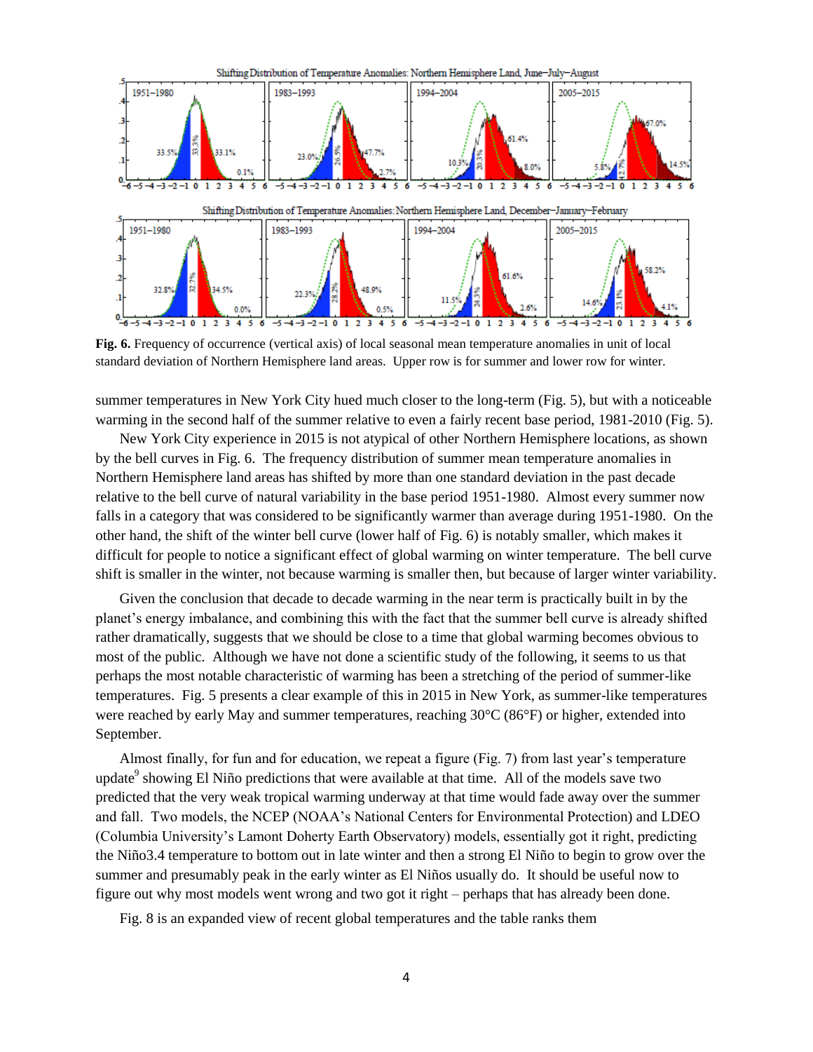**Fig. 6.** Frequency of occurrence (vertical axis) of local seasonal mean temperature anomalies in unit of local standard deviation of Northern Hemisphere land areas. Upper row is for summer and lower row for winter.

summer temperatures in New York City hued much closer to the long-term (Fig. 5), but with a noticeable warming in the second half of the summer relative to even a fairly recent base period, 1981-2010 (Fig. 5).

New York City experience in 2015 is not atypical of other Northern Hemisphere locations, as shown by the bell curves in Fig. 6. The frequency distribution of summer mean temperature anomalies in Northern Hemisphere land areas has shifted by more than one standard deviation in the past decade relative to the bell curve of natural variability in the base period 1951-1980. Almost every summer now falls in a category that was considered to be significantly warmer than average during 1951-1980. On the other hand, the shift of the winter bell curve (lower half of Fig. 6) is notably smaller, which makes it difficult for people to notice a significant effect of global warming on winter temperature. The bell curve shift is smaller in the winter, not because warming is smaller then, but because of larger winter variability.

Given the conclusion that decade to decade warming in the near term is practically built in by the planet's energy imbalance, and combining this with the fact that the summer bell curve is already shifted rather dramatically, suggests that we should be close to a time that global warming becomes obvious to most of the public. Although we have not done a scientific study of the following, it seems to us that perhaps the most notable characteristic of warming has been a stretching of the period of summer-like temperatures. Fig. 5 presents a clear example of this in 2015 in New York, as summer-like temperatures were reached by early May and summer temperatures, reaching 30°C (86°F) or higher, extended into September.

Almost finally, for fun and for education, we repeat a figure (Fig. 7) from last year's temperature update[9] showing El Niño predictions that were available at that time. All of the models save two predicted that the very weak tropical warming underway at that time would fade away over the summer and fall. Two models, the NCEP (NOAA's National Centers for Environmental Protection) and LDEO (Columbia University's Lamont Doherty Earth Observatory) models, essentially got it right, predicting the Niño3.4 temperature to bottom out in late winter and then a strong El Niño to begin to grow over the summer and presumably peak in the early winter as El Niños usually do. It should be useful now to figure out why most models went wrong and two got it right – perhaps that has already been done.

Fig. 8 is an expanded view of recent global temperatures and the table ranks them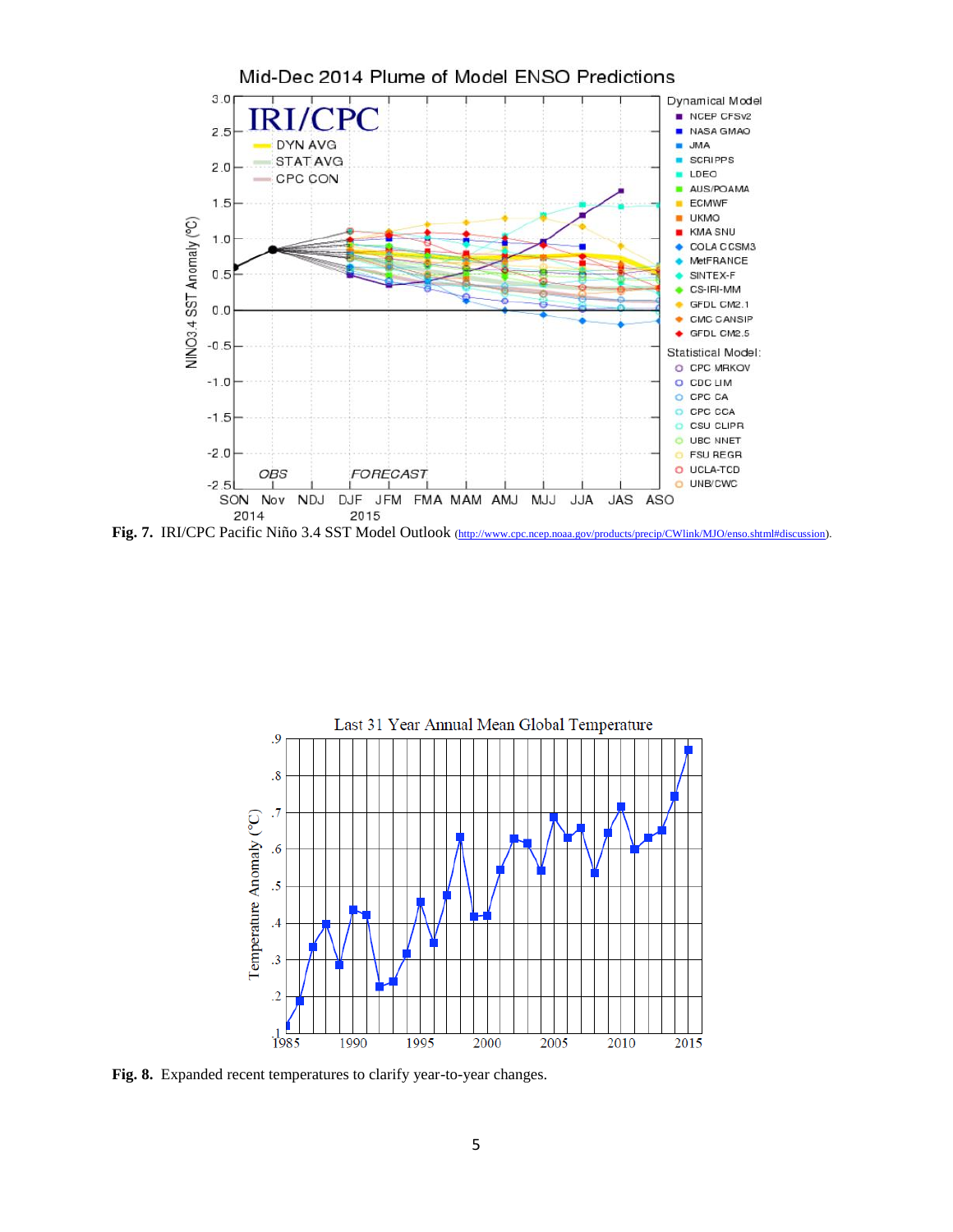**Fig. 7.** IRI/CPC Pacific Niño 3.4 SST Model Outlook (http://www.cpc.ncep.noaa.gov/products/precip/CWlink/MJO/enso.shtml#discussion).

**Fig. 8.** Expanded recent temperatures to clarify year-to-year changes.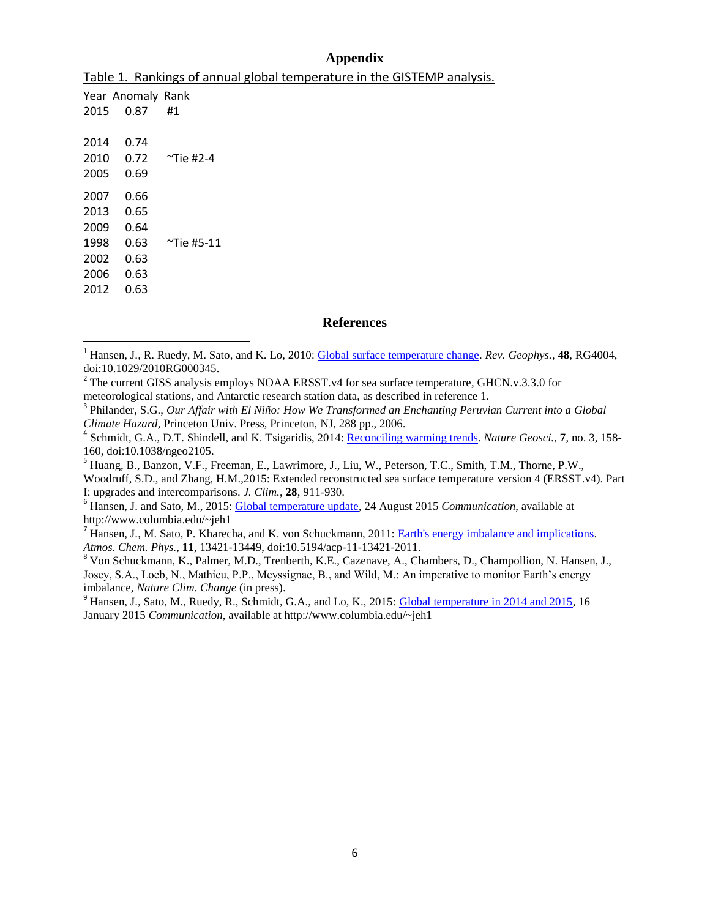# Appendix

Table 1. Rankings of annual global temperature in the GISTEMP analysis.

| Year | Anomaly | Rank |
|---|---|---|
| 2015 | 0.87 | #1 |
| 2014 | 0.74 | |
| 2010 | 0.72 | ~Tie #2-4 |
| 2005 | 0.69 | |
| 2007 | 0.66 | |
| 2013 | 0.65 | |
| 2009 | 0.64 | |
| 1998 | 0.63 | ~Tie #5-11 |
| 2002 | 0.63 | |
| 2006 | 0.63 | |
| 2012 | 0.63 | |

# References

[1] Hansen, J., R. Ruedy, M. Sato, and K. Lo, 2010: Global surface temperature change. *Rev. Geophys.*, **48**, RG4004, doi:10.1029/2010RG000345.

[2] The current GISS analysis employs NOAA ERSST.v4 for sea surface temperature, GHCN.v.3.3.0 for meteorological stations, and Antarctic research station data, as described in reference 1.

[3] Philander, S.G., *Our Affair with El Niño: How We Transformed an Enchanting Peruvian Current into a Global Climate Hazard*, Princeton Univ. Press, Princeton, NJ, 288 pp., 2006.

[4] Schmidt, G.A., D.T. Shindell, and K. Tsigaridis, 2014: Reconciling warming trends. *Nature Geosci.*, **7**, no. 3, 158-160, doi:10.1038/ngeo2105.

[5] Huang, B., Banzon, V.F., Freeman, E., Lawrimore, J., Liu, W., Peterson, T.C., Smith, T.M., Thorne, P.W., Woodruff, S.D., and Zhang, H.M.,2015: Extended reconstructed sea surface temperature version 4 (ERSST.v4). Part I: upgrades and intercomparisons. *J. Clim.*, **28**, 911-930.

[6] Hansen, J. and Sato, M., 2015: Global temperature update, 24 August 2015 *Communication*, available at http://www.columbia.edu/~jeh1

[7] Hansen, J., M. Sato, P. Kharecha, and K. von Schuckmann, 2011: Earth's energy imbalance and implications. *Atmos. Chem. Phys.*, **11**, 13421-13449, doi:10.5194/acp-11-13421-2011.

[8] Von Schuckmann, K., Palmer, M.D., Trenberth, K.E., Cazenave, A., Chambers, D., Champollion, N. Hansen, J., Josey, S.A., Loeb, N., Mathieu, P.P., Meyssignac, B., and Wild, M.: An imperative to monitor Earth's energy imbalance, *Nature Clim. Change* (in press).

[9] Hansen, J., Sato, M., Ruedy, R., Schmidt, G.A., and Lo, K., 2015: Global temperature in 2014 and 2015, 16 January 2015 *Communication*, available at http://www.columbia.edu/~jeh1